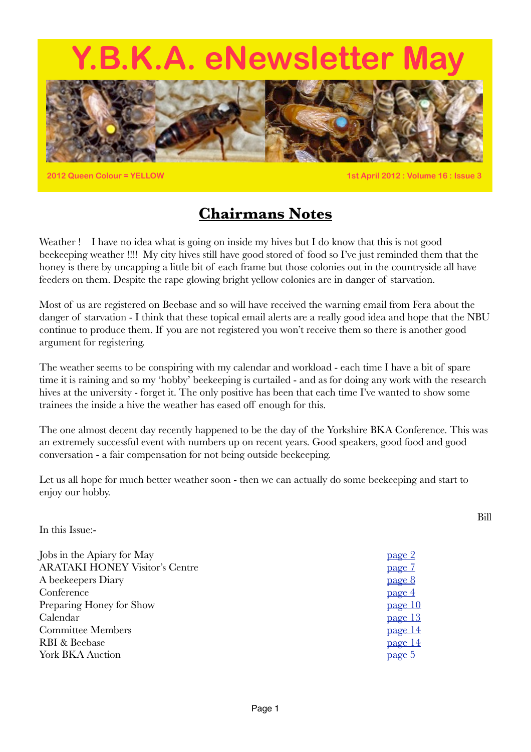# Y.B.K.A. eNewsletter May

2012 Queen Colour = YELLOW

1st April 2012 : Volume 16 : Issue 3

## Chairmans Notes

Weather ! I have no idea what is going on inside my hives but I do know that this is not good beekeeping weather !!!! My city hives still have good stored of food so I've just reminded them that the honey is there by uncapping a little bit of each frame but those colonies out in the countryside all have feeders on them. Despite the rape glowing bright yellow colonies are in danger of starvation.

Most of us are registered on Beebase and so will have received the warning email from Fera about the danger of starvation - I think that these topical email alerts are a really good idea and hope that the NBU continue to produce them. If you are not registered you won't receive them so there is another good argument for registering.

The weather seems to be conspiring with my calendar and workload - each time I have a bit of spare time it is raining and so my 'hobby' beekeeping is curtailed - and as for doing any work with the research hives at the university - forget it. The only positive has been that each time I've wanted to show some trainees the inside a hive the weather has eased off enough for this.

The one almost decent day recently happened to be the day of the Yorkshire BKA Conference. This was an extremely successful event with numbers up on recent years. Good speakers, good food and good conversation - a fair compensation for not being outside beekeeping.

Let us all hope for much better weather soon - then we can actually do some beekeeping and start to enjoy our hobby.

Bill

In this Issue:-

| | |
|---|---|
| Jobs in the Apiary for May | page 2 |
| ARATAKI HONEY Visitor's Centre | page 7 |
| A beekeepers Diary | page 8 |
| Conference | page 4 |
| Preparing Honey for Show | page 10 |
| Calendar | page 13 |
| Committee Members | page 14 |
| RBI & Beebase | page 14 |
| York BKA Auction | page 5 |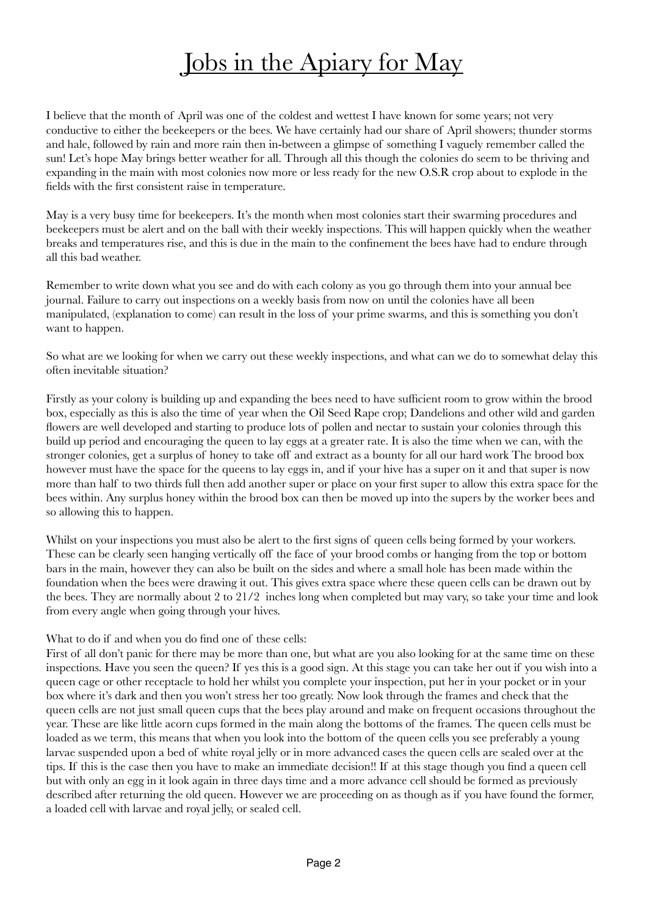# Jobs in the Apiary for May

I believe that the month of April was one of the coldest and wettest I have known for some years; not very conductive to either the beekeepers or the bees. We have certainly had our share of April showers; thunder storms and hale, followed by rain and more rain then in-between a glimpse of something I vaguely remember called the sun! Let's hope May brings better weather for all. Through all this though the colonies do seem to be thriving and expanding in the main with most colonies now more or less ready for the new O.S.R crop about to explode in the fields with the first consistent raise in temperature.

May is a very busy time for beekeepers. It's the month when most colonies start their swarming procedures and beekeepers must be alert and on the ball with their weekly inspections. This will happen quickly when the weather breaks and temperatures rise, and this is due in the main to the confinement the bees have had to endure through all this bad weather.

Remember to write down what you see and do with each colony as you go through them into your annual bee journal. Failure to carry out inspections on a weekly basis from now on until the colonies have all been manipulated, (explanation to come) can result in the loss of your prime swarms, and this is something you don't want to happen.

So what are we looking for when we carry out these weekly inspections, and what can we do to somewhat delay this often inevitable situation?

Firstly as your colony is building up and expanding the bees need to have sufficient room to grow within the brood box, especially as this is also the time of year when the Oil Seed Rape crop; Dandelions and other wild and garden flowers are well developed and starting to produce lots of pollen and nectar to sustain your colonies through this build up period and encouraging the queen to lay eggs at a greater rate. It is also the time when we can, with the stronger colonies, get a surplus of honey to take off and extract as a bounty for all our hard work The brood box however must have the space for the queens to lay eggs in, and if your hive has a super on it and that super is now more than half to two thirds full then add another super or place on your first super to allow this extra space for the bees within. Any surplus honey within the brood box can then be moved up into the supers by the worker bees and so allowing this to happen.

Whilst on your inspections you must also be alert to the first signs of queen cells being formed by your workers. These can be clearly seen hanging vertically off the face of your brood combs or hanging from the top or bottom bars in the main, however they can also be built on the sides and where a small hole has been made within the foundation when the bees were drawing it out. This gives extra space where these queen cells can be drawn out by the bees. They are normally about 2 to 21/2 inches long when completed but may vary, so take your time and look from every angle when going through your hives.

What to do if and when you do find one of these cells:
First of all don't panic for there may be more than one, but what are you also looking for at the same time on these inspections. Have you seen the queen? If yes this is a good sign. At this stage you can take her out if you wish into a queen cage or other receptacle to hold her whilst you complete your inspection, put her in your pocket or in your box where it's dark and then you won't stress her too greatly. Now look through the frames and check that the queen cells are not just small queen cups that the bees play around and make on frequent occasions throughout the year. These are like little acorn cups formed in the main along the bottoms of the frames. The queen cells must be loaded as we term, this means that when you look into the bottom of the queen cells you see preferably a young larvae suspended upon a bed of white royal jelly or in more advanced cases the queen cells are sealed over at the tips. If this is the case then you have to make an immediate decision!! If at this stage though you find a queen cell but with only an egg in it look again in three days time and a more advance cell should be formed as previously described after returning the old queen. However we are proceeding on as though as if you have found the former, a loaded cell with larvae and royal jelly, or sealed cell.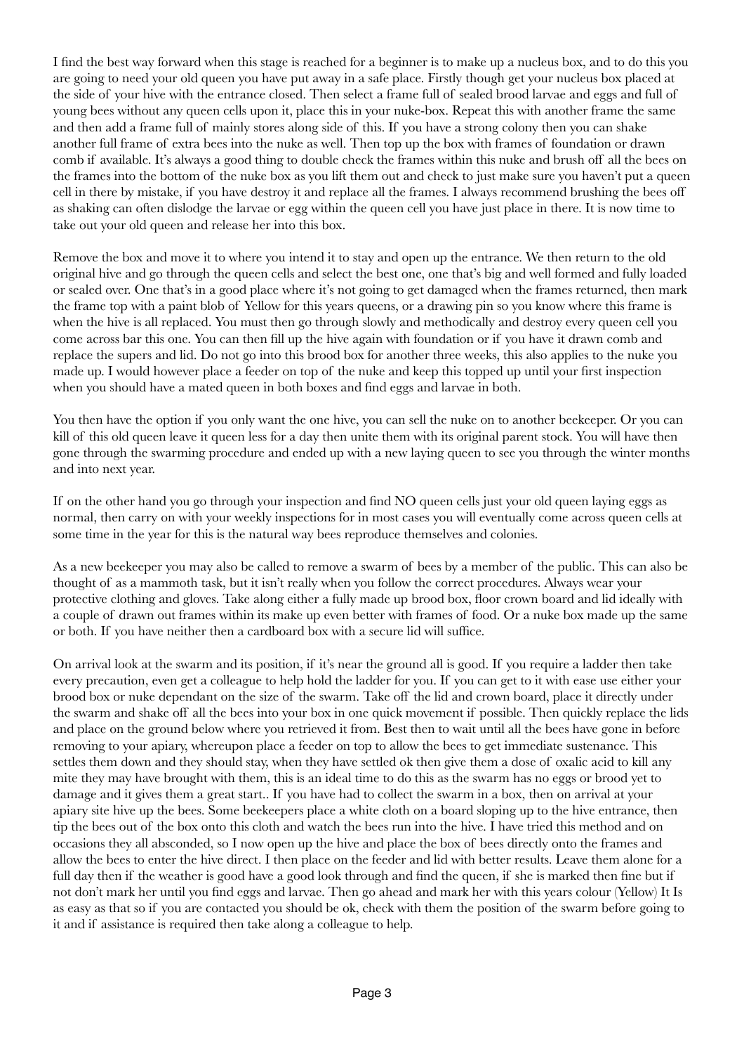I find the best way forward when this stage is reached for a beginner is to make up a nucleus box, and to do this you are going to need your old queen you have put away in a safe place. Firstly though get your nucleus box placed at the side of your hive with the entrance closed. Then select a frame full of sealed brood larvae and eggs and full of young bees without any queen cells upon it, place this in your nuke-box. Repeat this with another frame the same and then add a frame full of mainly stores along side of this. If you have a strong colony then you can shake another full frame of extra bees into the nuke as well. Then top up the box with frames of foundation or drawn comb if available. It's always a good thing to double check the frames within this nuke and brush off all the bees on the frames into the bottom of the nuke box as you lift them out and check to just make sure you haven't put a queen cell in there by mistake, if you have destroy it and replace all the frames. I always recommend brushing the bees off as shaking can often dislodge the larvae or egg within the queen cell you have just place in there. It is now time to take out your old queen and release her into this box.

Remove the box and move it to where you intend it to stay and open up the entrance. We then return to the old original hive and go through the queen cells and select the best one, one that's big and well formed and fully loaded or sealed over. One that's in a good place where it's not going to get damaged when the frames returned, then mark the frame top with a paint blob of Yellow for this years queens, or a drawing pin so you know where this frame is when the hive is all replaced. You must then go through slowly and methodically and destroy every queen cell you come across bar this one. You can then fill up the hive again with foundation or if you have it drawn comb and replace the supers and lid. Do not go into this brood box for another three weeks, this also applies to the nuke you made up. I would however place a feeder on top of the nuke and keep this topped up until your first inspection when you should have a mated queen in both boxes and find eggs and larvae in both.

You then have the option if you only want the one hive, you can sell the nuke on to another beekeeper. Or you can kill of this old queen leave it queen less for a day then unite them with its original parent stock. You will have then gone through the swarming procedure and ended up with a new laying queen to see you through the winter months and into next year.

If on the other hand you go through your inspection and find NO queen cells just your old queen laying eggs as normal, then carry on with your weekly inspections for in most cases you will eventually come across queen cells at some time in the year for this is the natural way bees reproduce themselves and colonies.

As a new beekeeper you may also be called to remove a swarm of bees by a member of the public. This can also be thought of as a mammoth task, but it isn't really when you follow the correct procedures. Always wear your protective clothing and gloves. Take along either a fully made up brood box, floor crown board and lid ideally with a couple of drawn out frames within its make up even better with frames of food. Or a nuke box made up the same or both. If you have neither then a cardboard box with a secure lid will suffice.

On arrival look at the swarm and its position, if it's near the ground all is good. If you require a ladder then take every precaution, even get a colleague to help hold the ladder for you. If you can get to it with ease use either your brood box or nuke dependant on the size of the swarm. Take off the lid and crown board, place it directly under the swarm and shake off all the bees into your box in one quick movement if possible. Then quickly replace the lids and place on the ground below where you retrieved it from. Best then to wait until all the bees have gone in before removing to your apiary, whereupon place a feeder on top to allow the bees to get immediate sustenance. This settles them down and they should stay, when they have settled ok then give them a dose of oxalic acid to kill any mite they may have brought with them, this is an ideal time to do this as the swarm has no eggs or brood yet to damage and it gives them a great start.. If you have had to collect the swarm in a box, then on arrival at your apiary site hive up the bees. Some beekeepers place a white cloth on a board sloping up to the hive entrance, then tip the bees out of the box onto this cloth and watch the bees run into the hive. I have tried this method and on occasions they all absconded, so I now open up the hive and place the box of bees directly onto the frames and allow the bees to enter the hive direct. I then place on the feeder and lid with better results. Leave them alone for a full day then if the weather is good have a good look through and find the queen, if she is marked then fine but if not don't mark her until you find eggs and larvae. Then go ahead and mark her with this years colour (Yellow) It Is as easy as that so if you are contacted you should be ok, check with them the position of the swarm before going to it and if assistance is required then take along a colleague to help.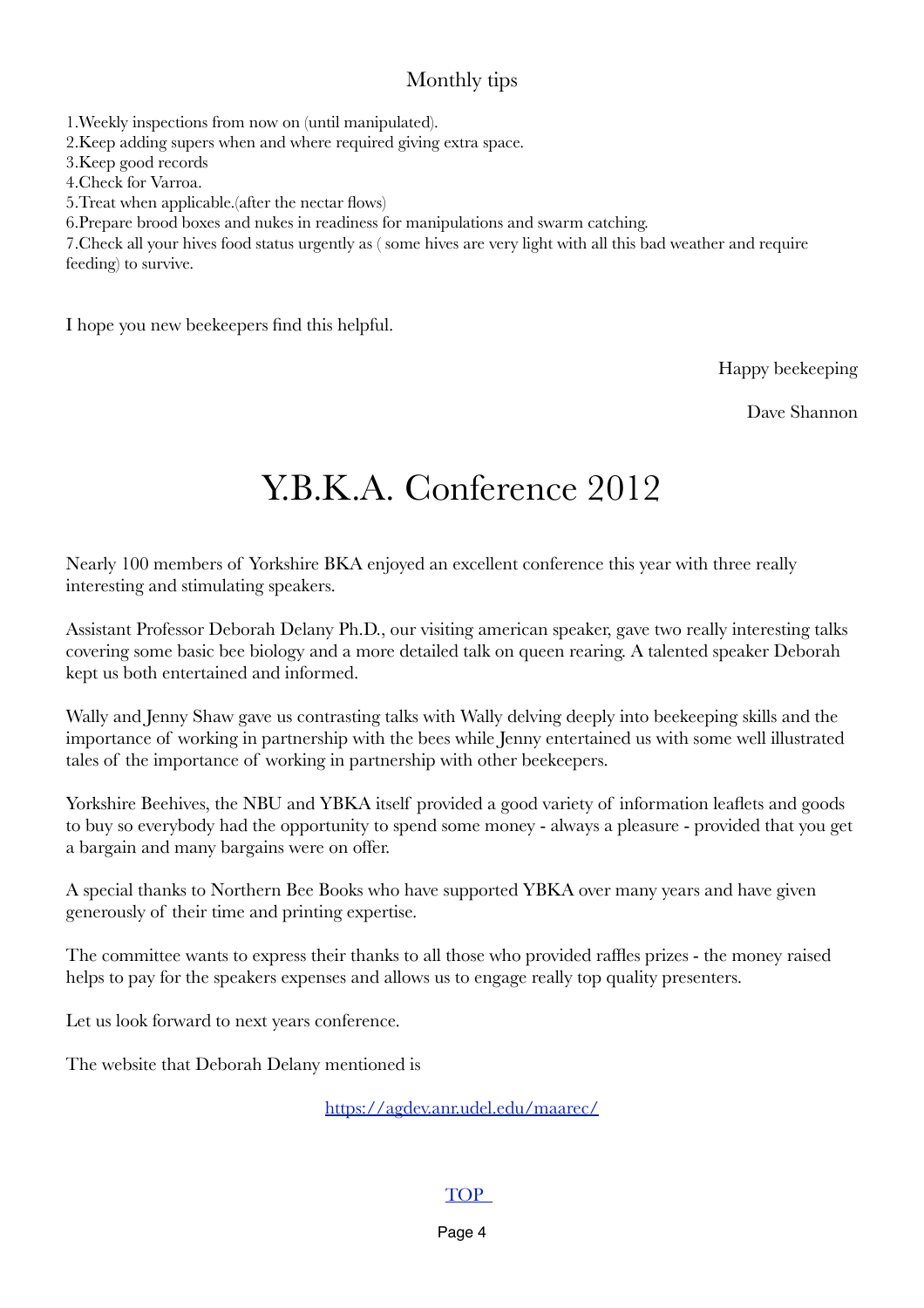## Monthly tips

1.Weekly inspections from now on (until manipulated).
2.Keep adding supers when and where required giving extra space.
3.Keep good records
4.Check for Varroa.
5.Treat when applicable.(after the nectar flows)
6.Prepare brood boxes and nukes in readiness for manipulations and swarm catching.
7.Check all your hives food status urgently as ( some hives are very light with all this bad weather and require feeding) to survive.

I hope you new beekeepers find this helpful.

Happy beekeeping

Dave Shannon

# Y.B.K.A. Conference 2012

Nearly 100 members of Yorkshire BKA enjoyed an excellent conference this year with three really interesting and stimulating speakers.

Assistant Professor Deborah Delany Ph.D., our visiting american speaker, gave two really interesting talks covering some basic bee biology and a more detailed talk on queen rearing. A talented speaker Deborah kept us both entertained and informed.

Wally and Jenny Shaw gave us contrasting talks with Wally delving deeply into beekeeping skills and the importance of working in partnership with the bees while Jenny entertained us with some well illustrated tales of the importance of working in partnership with other beekeepers.

Yorkshire Beehives, the NBU and YBKA itself provided a good variety of information leaflets and goods to buy so everybody had the opportunity to spend some money - always a pleasure - provided that you get a bargain and many bargains were on offer.

A special thanks to Northern Bee Books who have supported YBKA over many years and have given generously of their time and printing expertise.

The committee wants to express their thanks to all those who provided raffles prizes - the money raised helps to pay for the speakers expenses and allows us to engage really top quality presenters.

Let us look forward to next years conference.

The website that Deborah Delany mentioned is

https://agdev.anr.udel.edu/maarec/

TOP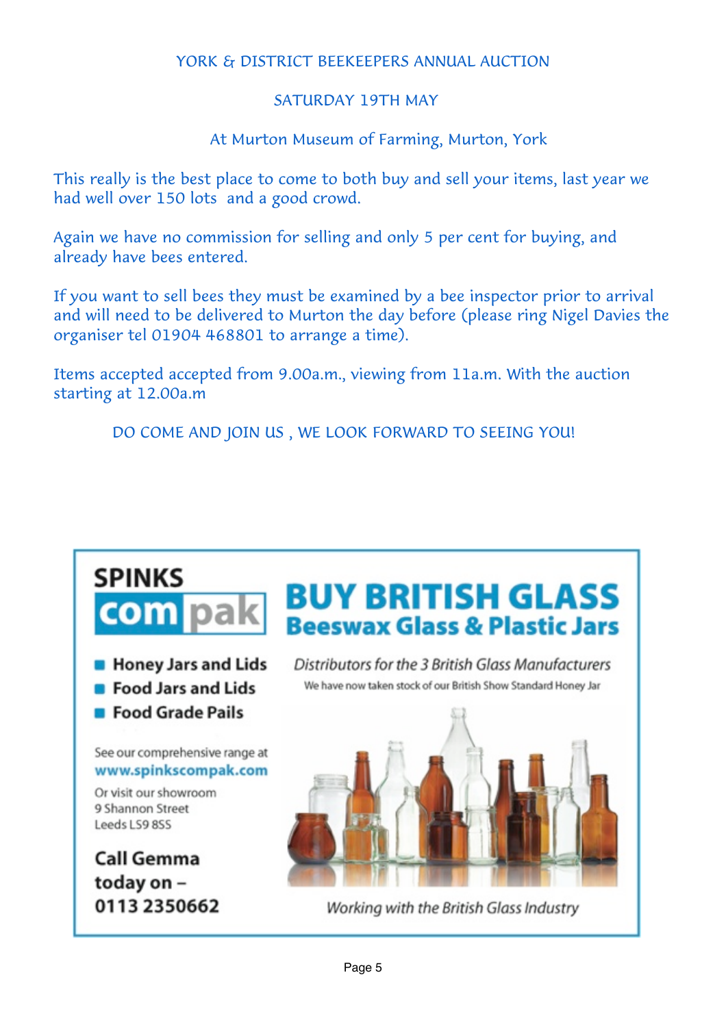# YORK & DISTRICT BEEKEEPERS ANNUAL AUCTION

## SATURDAY 19TH MAY

### At Murton Museum of Farming, Murton, York

This really is the best place to come to both buy and sell your items, last year we had well over 150 lots and a good crowd.

Again we have no commission for selling and only 5 per cent for buying, and already have bees entered.

If you want to sell bees they must be examined by a bee inspector prior to arrival and will need to be delivered to Murton the day before (please ring Nigel Davies the organiser tel 01904 468801 to arrange a time).

Items accepted accepted from 9.00a.m., viewing from 11a.m. With the auction starting at 12.00a.m

DO COME AND JOIN US , WE LOOK FORWARD TO SEEING YOU!

---

**SPINKS compak**

# BUY BRITISH GLASS

## Beeswax Glass & Plastic Jars

- **Honey Jars and Lids**
- **Food Jars and Lids**
- **Food Grade Pails**

*Distributors for the 3 British Glass Manufacturers*

We have now taken stock of our British Show Standard Honey Jar

See our comprehensive range at **www.spinkscompak.com**

Or visit our showroom
9 Shannon Street
Leeds LS9 8SS

**Call Gemma today on – 0113 2350662**

*Working with the British Glass Industry*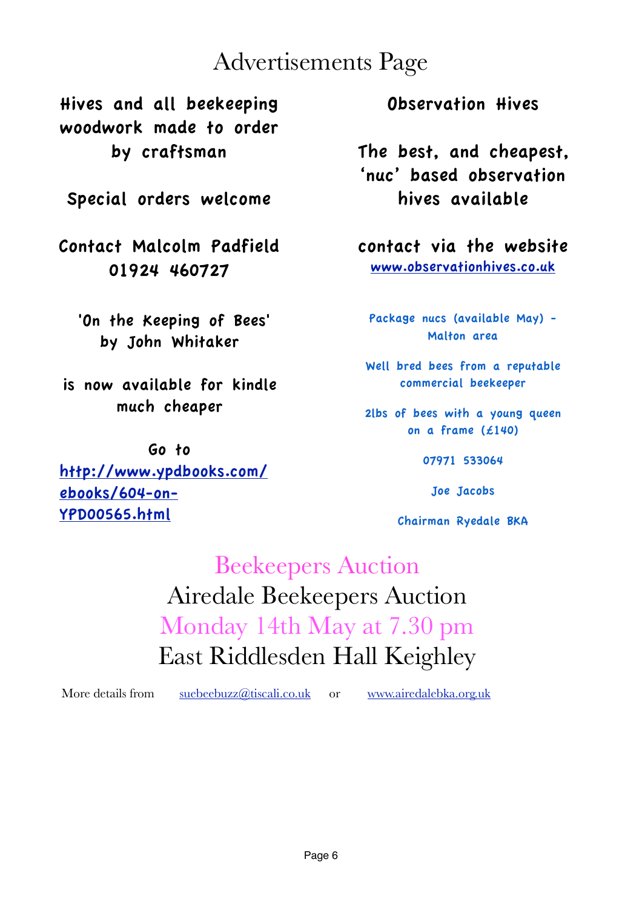# Advertisements Page

Hives and all beekeeping woodwork made to order by craftsman

Special orders welcome

Contact Malcolm Padfield
01924 460727

'On the Keeping of Bees' by John Whitaker

is now available for kindle much cheaper

Go to
[http://www.ypdbooks.com/ebooks/604-on-YPD00565.html](http://www.ypdbooks.com/ebooks/604-on-YPD00565.html)

Observation Hives

The best, and cheapest, 'nuc' based observation hives available

contact via the website
[www.observationhives.co.uk](http://www.observationhives.co.uk)

Package nucs (available May) - Malton area

Well bred bees from a reputable commercial beekeeper

2lbs of bees with a young queen on a frame (£140)

07971 533064

Joe Jacobs

Chairman Ryedale BKA

## Beekeepers Auction

Airedale Beekeepers Auction

Monday 14th May at 7.30 pm

East Riddlesden Hall Keighley

More details from suebeebuzz@tiscali.co.uk or www.airedalebka.org.uk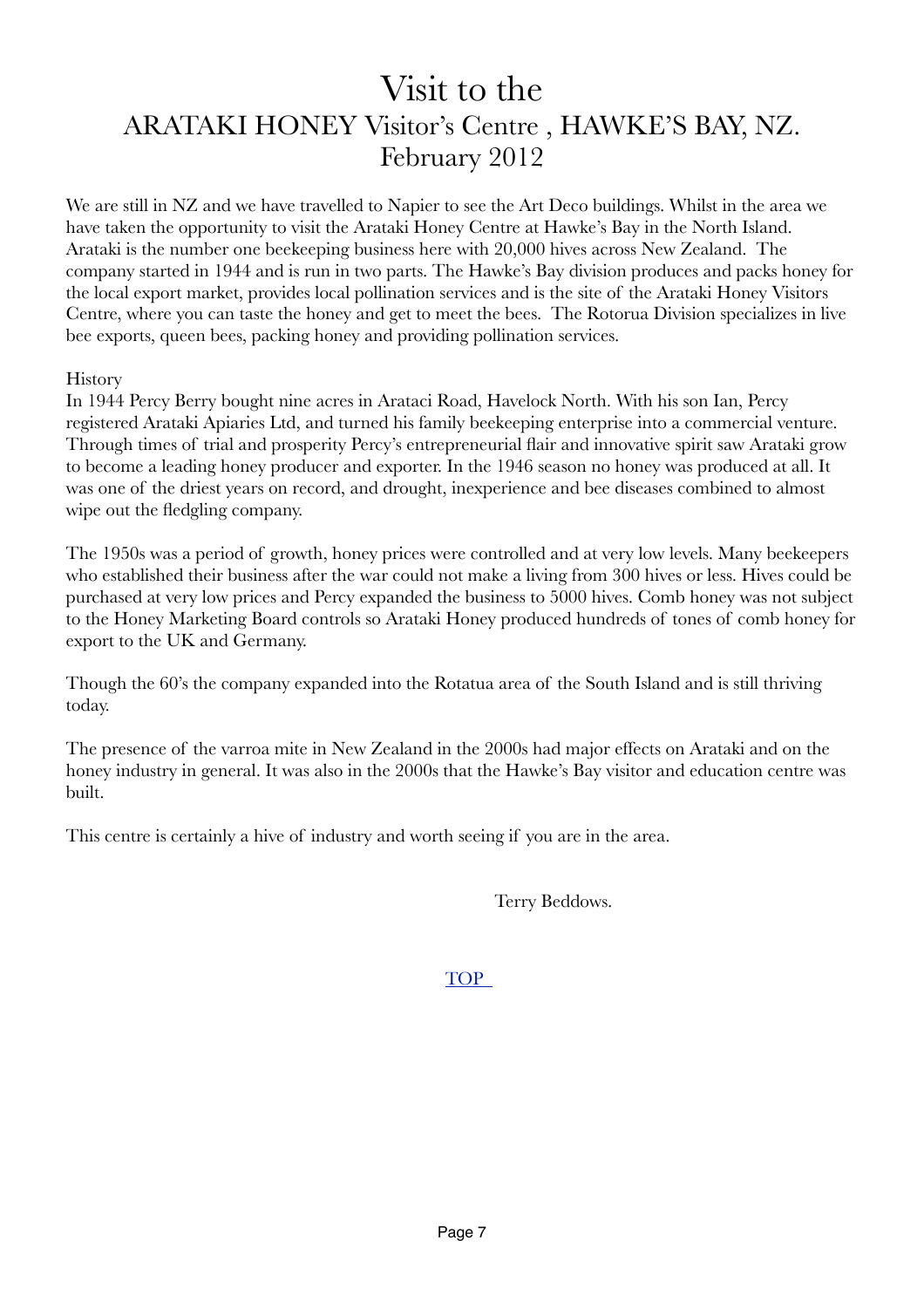# Visit to the ARATAKI HONEY Visitor's Centre , HAWKE'S BAY, NZ. February 2012

We are still in NZ and we have travelled to Napier to see the Art Deco buildings. Whilst in the area we have taken the opportunity to visit the Arataki Honey Centre at Hawke's Bay in the North Island. Arataki is the number one beekeeping business here with 20,000 hives across New Zealand. The company started in 1944 and is run in two parts. The Hawke's Bay division produces and packs honey for the local export market, provides local pollination services and is the site of the Arataki Honey Visitors Centre, where you can taste the honey and get to meet the bees. The Rotorua Division specializes in live bee exports, queen bees, packing honey and providing pollination services.

History

In 1944 Percy Berry bought nine acres in Arataci Road, Havelock North. With his son Ian, Percy registered Arataki Apiaries Ltd, and turned his family beekeeping enterprise into a commercial venture. Through times of trial and prosperity Percy's entrepreneurial flair and innovative spirit saw Arataki grow to become a leading honey producer and exporter. In the 1946 season no honey was produced at all. It was one of the driest years on record, and drought, inexperience and bee diseases combined to almost wipe out the fledgling company.

The 1950s was a period of growth, honey prices were controlled and at very low levels. Many beekeepers who established their business after the war could not make a living from 300 hives or less. Hives could be purchased at very low prices and Percy expanded the business to 5000 hives. Comb honey was not subject to the Honey Marketing Board controls so Arataki Honey produced hundreds of tones of comb honey for export to the UK and Germany.

Though the 60's the company expanded into the Rotatua area of the South Island and is still thriving today.

The presence of the varroa mite in New Zealand in the 2000s had major effects on Arataki and on the honey industry in general. It was also in the 2000s that the Hawke's Bay visitor and education centre was built.

This centre is certainly a hive of industry and worth seeing if you are in the area.

Terry Beddows.

TOP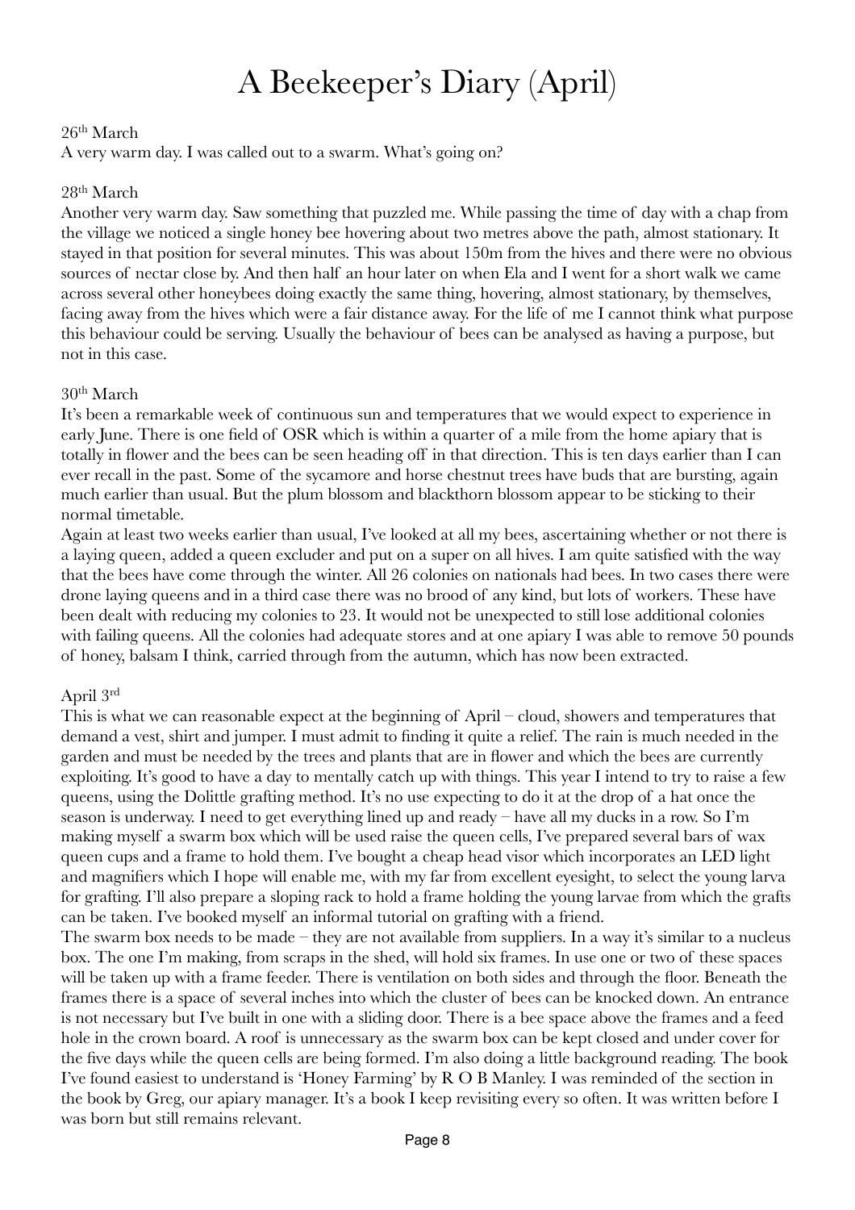# A Beekeeper's Diary (April)

26th March

A very warm day. I was called out to a swarm. What's going on?

28th March

Another very warm day. Saw something that puzzled me. While passing the time of day with a chap from the village we noticed a single honey bee hovering about two metres above the path, almost stationary. It stayed in that position for several minutes. This was about 150m from the hives and there were no obvious sources of nectar close by. And then half an hour later on when Ela and I went for a short walk we came across several other honeybees doing exactly the same thing, hovering, almost stationary, by themselves, facing away from the hives which were a fair distance away. For the life of me I cannot think what purpose this behaviour could be serving. Usually the behaviour of bees can be analysed as having a purpose, but not in this case.

30th March

It's been a remarkable week of continuous sun and temperatures that we would expect to experience in early June. There is one field of OSR which is within a quarter of a mile from the home apiary that is totally in flower and the bees can be seen heading off in that direction. This is ten days earlier than I can ever recall in the past. Some of the sycamore and horse chestnut trees have buds that are bursting, again much earlier than usual. But the plum blossom and blackthorn blossom appear to be sticking to their normal timetable.

Again at least two weeks earlier than usual, I've looked at all my bees, ascertaining whether or not there is a laying queen, added a queen excluder and put on a super on all hives. I am quite satisfied with the way that the bees have come through the winter. All 26 colonies on nationals had bees. In two cases there were drone laying queens and in a third case there was no brood of any kind, but lots of workers. These have been dealt with reducing my colonies to 23. It would not be unexpected to still lose additional colonies with failing queens. All the colonies had adequate stores and at one apiary I was able to remove 50 pounds of honey, balsam I think, carried through from the autumn, which has now been extracted.

April 3rd

This is what we can reasonable expect at the beginning of April – cloud, showers and temperatures that demand a vest, shirt and jumper. I must admit to finding it quite a relief. The rain is much needed in the garden and must be needed by the trees and plants that are in flower and which the bees are currently exploiting. It's good to have a day to mentally catch up with things. This year I intend to try to raise a few queens, using the Dolittle grafting method. It's no use expecting to do it at the drop of a hat once the season is underway. I need to get everything lined up and ready – have all my ducks in a row. So I'm making myself a swarm box which will be used raise the queen cells, I've prepared several bars of wax queen cups and a frame to hold them. I've bought a cheap head visor which incorporates an LED light and magnifiers which I hope will enable me, with my far from excellent eyesight, to select the young larva for grafting. I'll also prepare a sloping rack to hold a frame holding the young larvae from which the grafts can be taken. I've booked myself an informal tutorial on grafting with a friend.

The swarm box needs to be made – they are not available from suppliers. In a way it's similar to a nucleus box. The one I'm making, from scraps in the shed, will hold six frames. In use one or two of these spaces will be taken up with a frame feeder. There is ventilation on both sides and through the floor. Beneath the frames there is a space of several inches into which the cluster of bees can be knocked down. An entrance is not necessary but I've built in one with a sliding door. There is a bee space above the frames and a feed hole in the crown board. A roof is unnecessary as the swarm box can be kept closed and under cover for the five days while the queen cells are being formed. I'm also doing a little background reading. The book I've found easiest to understand is 'Honey Farming' by R O B Manley. I was reminded of the section in the book by Greg, our apiary manager. It's a book I keep revisiting every so often. It was written before I was born but still remains relevant.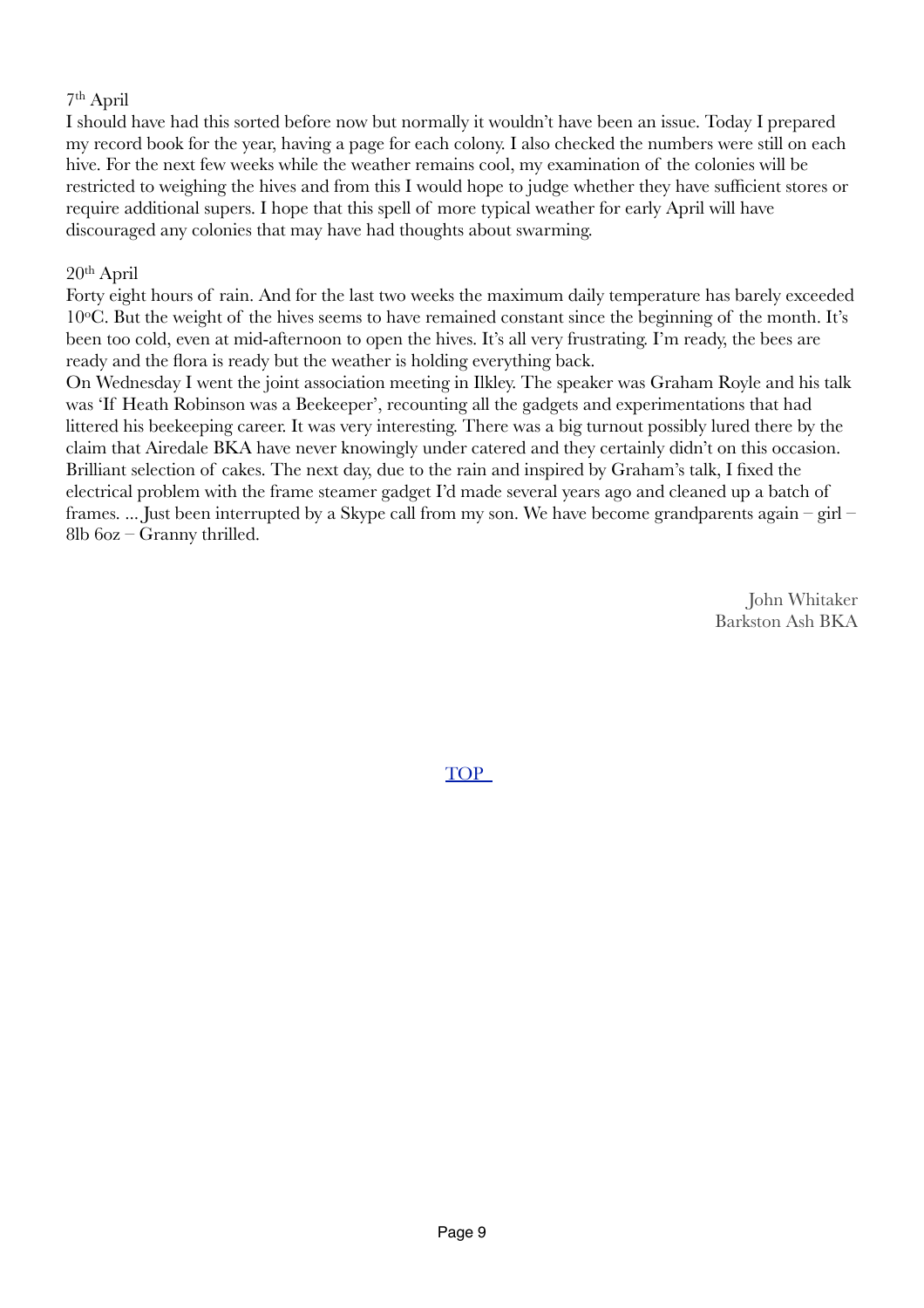7th April

I should have had this sorted before now but normally it wouldn't have been an issue. Today I prepared my record book for the year, having a page for each colony. I also checked the numbers were still on each hive. For the next few weeks while the weather remains cool, my examination of the colonies will be restricted to weighing the hives and from this I would hope to judge whether they have sufficient stores or require additional supers. I hope that this spell of more typical weather for early April will have discouraged any colonies that may have had thoughts about swarming.

20th April

Forty eight hours of rain. And for the last two weeks the maximum daily temperature has barely exceeded 10°C. But the weight of the hives seems to have remained constant since the beginning of the month. It's been too cold, even at mid-afternoon to open the hives. It's all very frustrating. I'm ready, the bees are ready and the flora is ready but the weather is holding everything back.

On Wednesday I went the joint association meeting in Ilkley. The speaker was Graham Royle and his talk was 'If Heath Robinson was a Beekeeper', recounting all the gadgets and experimentations that had littered his beekeeping career. It was very interesting. There was a big turnout possibly lured there by the claim that Airedale BKA have never knowingly under catered and they certainly didn't on this occasion. Brilliant selection of cakes. The next day, due to the rain and inspired by Graham's talk, I fixed the electrical problem with the frame steamer gadget I'd made several years ago and cleaned up a batch of frames. ... Just been interrupted by a Skype call from my son. We have become grandparents again – girl – 8lb 6oz – Granny thrilled.

John Whitaker
Barkston Ash BKA

[TOP](#)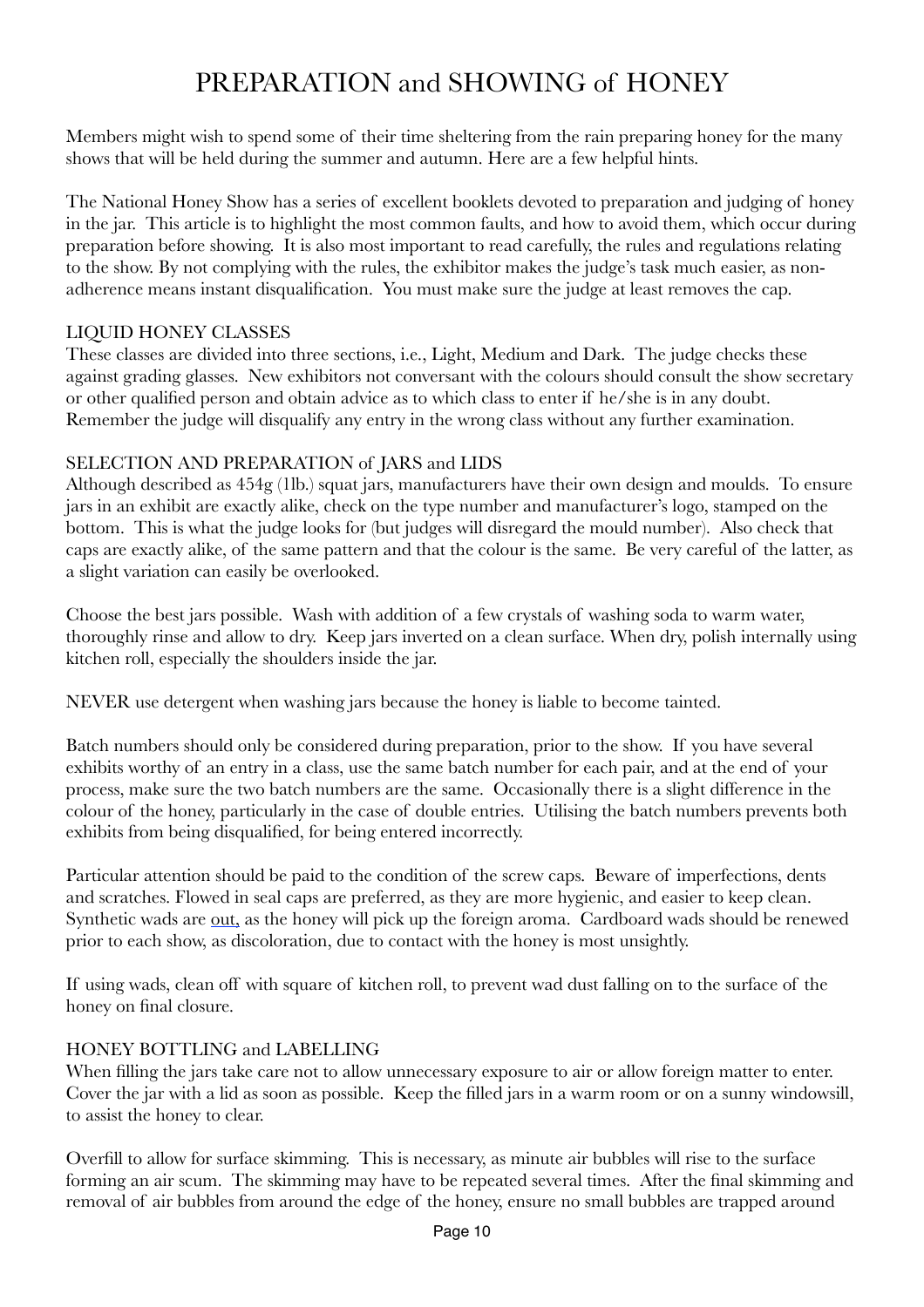# PREPARATION and SHOWING of HONEY

Members might wish to spend some of their time sheltering from the rain preparing honey for the many shows that will be held during the summer and autumn. Here are a few helpful hints.

The National Honey Show has a series of excellent booklets devoted to preparation and judging of honey in the jar. This article is to highlight the most common faults, and how to avoid them, which occur during preparation before showing. It is also most important to read carefully, the rules and regulations relating to the show. By not complying with the rules, the exhibitor makes the judge's task much easier, as non-adherence means instant disqualification. You must make sure the judge at least removes the cap.

## LIQUID HONEY CLASSES

These classes are divided into three sections, i.e., Light, Medium and Dark. The judge checks these against grading glasses. New exhibitors not conversant with the colours should consult the show secretary or other qualified person and obtain advice as to which class to enter if he/she is in any doubt. Remember the judge will disqualify any entry in the wrong class without any further examination.

## SELECTION AND PREPARATION of JARS and LIDS

Although described as 454g (1lb.) squat jars, manufacturers have their own design and moulds. To ensure jars in an exhibit are exactly alike, check on the type number and manufacturer's logo, stamped on the bottom. This is what the judge looks for (but judges will disregard the mould number). Also check that caps are exactly alike, of the same pattern and that the colour is the same. Be very careful of the latter, as a slight variation can easily be overlooked.

Choose the best jars possible. Wash with addition of a few crystals of washing soda to warm water, thoroughly rinse and allow to dry. Keep jars inverted on a clean surface. When dry, polish internally using kitchen roll, especially the shoulders inside the jar.

NEVER use detergent when washing jars because the honey is liable to become tainted.

Batch numbers should only be considered during preparation, prior to the show. If you have several exhibits worthy of an entry in a class, use the same batch number for each pair, and at the end of your process, make sure the two batch numbers are the same. Occasionally there is a slight difference in the colour of the honey, particularly in the case of double entries. Utilising the batch numbers prevents both exhibits from being disqualified, for being entered incorrectly.

Particular attention should be paid to the condition of the screw caps. Beware of imperfections, dents and scratches. Flowed in seal caps are preferred, as they are more hygienic, and easier to keep clean. Synthetic wads are <u>out,</u> as the honey will pick up the foreign aroma. Cardboard wads should be renewed prior to each show, as discoloration, due to contact with the honey is most unsightly.

If using wads, clean off with square of kitchen roll, to prevent wad dust falling on to the surface of the honey on final closure.

## HONEY BOTTLING and LABELLING

When filling the jars take care not to allow unnecessary exposure to air or allow foreign matter to enter. Cover the jar with a lid as soon as possible. Keep the filled jars in a warm room or on a sunny windowsill, to assist the honey to clear.

Overfill to allow for surface skimming. This is necessary, as minute air bubbles will rise to the surface forming an air scum. The skimming may have to be repeated several times. After the final skimming and removal of air bubbles from around the edge of the honey, ensure no small bubbles are trapped around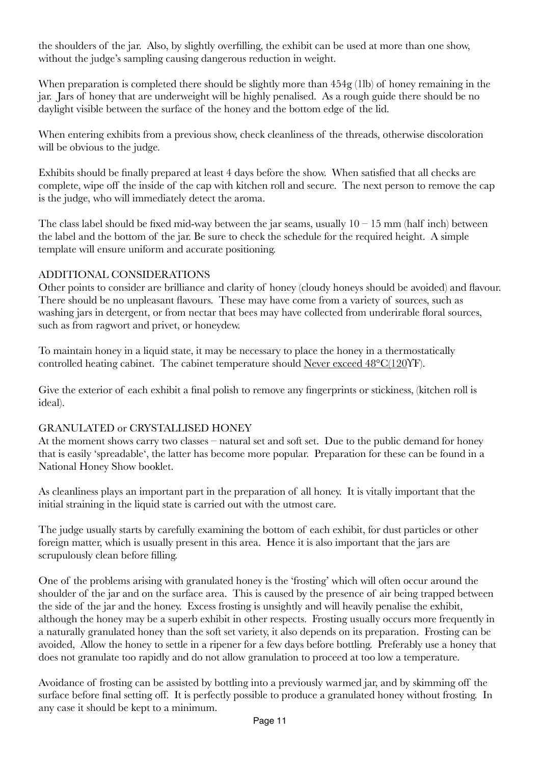the shoulders of the jar. Also, by slightly overfilling, the exhibit can be used at more than one show, without the judge's sampling causing dangerous reduction in weight.

When preparation is completed there should be slightly more than 454g (1lb) of honey remaining in the jar. Jars of honey that are underweight will be highly penalised. As a rough guide there should be no daylight visible between the surface of the honey and the bottom edge of the lid.

When entering exhibits from a previous show, check cleanliness of the threads, otherwise discoloration will be obvious to the judge.

Exhibits should be finally prepared at least 4 days before the show. When satisfied that all checks are complete, wipe off the inside of the cap with kitchen roll and secure. The next person to remove the cap is the judge, who will immediately detect the aroma.

The class label should be fixed mid-way between the jar seams, usually 10 – 15 mm (half inch) between the label and the bottom of the jar. Be sure to check the schedule for the required height. A simple template will ensure uniform and accurate positioning.

## ADDITIONAL CONSIDERATIONS

Other points to consider are brilliance and clarity of honey (cloudy honeys should be avoided) and flavour. There should be no unpleasant flavours. These may have come from a variety of sources, such as washing jars in detergent, or from nectar that bees may have collected from underirable floral sources, such as from ragwort and privet, or honeydew.

To maintain honey in a liquid state, it may be necessary to place the honey in a thermostatically controlled heating cabinet. The cabinet temperature should <u>Never exceed 48°C(120°F)</u>.

Give the exterior of each exhibit a final polish to remove any fingerprints or stickiness, (kitchen roll is ideal).

## GRANULATED or CRYSTALLISED HONEY

At the moment shows carry two classes – natural set and soft set. Due to the public demand for honey that is easily 'spreadable', the latter has become more popular. Preparation for these can be found in a National Honey Show booklet.

As cleanliness plays an important part in the preparation of all honey. It is vitally important that the initial straining in the liquid state is carried out with the utmost care.

The judge usually starts by carefully examining the bottom of each exhibit, for dust particles or other foreign matter, which is usually present in this area. Hence it is also important that the jars are scrupulously clean before filling.

One of the problems arising with granulated honey is the 'frosting' which will often occur around the shoulder of the jar and on the surface area. This is caused by the presence of air being trapped between the side of the jar and the honey. Excess frosting is unsightly and will heavily penalise the exhibit, although the honey may be a superb exhibit in other respects. Frosting usually occurs more frequently in a naturally granulated honey than the soft set variety, it also depends on its preparation. Frosting can be avoided, Allow the honey to settle in a ripener for a few days before bottling. Preferably use a honey that does not granulate too rapidly and do not allow granulation to proceed at too low a temperature.

Avoidance of frosting can be assisted by bottling into a previously warmed jar, and by skimming off the surface before final setting off. It is perfectly possible to produce a granulated honey without frosting. In any case it should be kept to a minimum.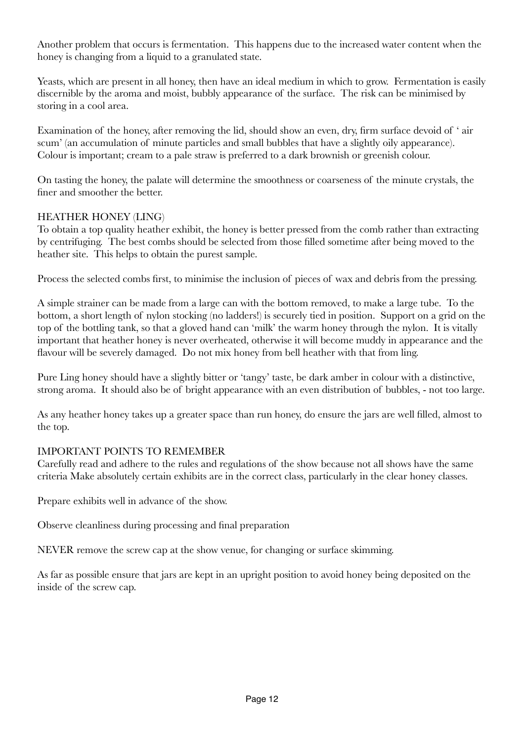Another problem that occurs is fermentation. This happens due to the increased water content when the honey is changing from a liquid to a granulated state.

Yeasts, which are present in all honey, then have an ideal medium in which to grow. Fermentation is easily discernible by the aroma and moist, bubbly appearance of the surface. The risk can be minimised by storing in a cool area.

Examination of the honey, after removing the lid, should show an even, dry, firm surface devoid of ' air scum' (an accumulation of minute particles and small bubbles that have a slightly oily appearance). Colour is important; cream to a pale straw is preferred to a dark brownish or greenish colour.

On tasting the honey, the palate will determine the smoothness or coarseness of the minute crystals, the finer and smoother the better.

## HEATHER HONEY (LING)

To obtain a top quality heather exhibit, the honey is better pressed from the comb rather than extracting by centrifuging. The best combs should be selected from those filled sometime after being moved to the heather site. This helps to obtain the purest sample.

Process the selected combs first, to minimise the inclusion of pieces of wax and debris from the pressing.

A simple strainer can be made from a large can with the bottom removed, to make a large tube. To the bottom, a short length of nylon stocking (no ladders!) is securely tied in position. Support on a grid on the top of the bottling tank, so that a gloved hand can 'milk' the warm honey through the nylon. It is vitally important that heather honey is never overheated, otherwise it will become muddy in appearance and the flavour will be severely damaged. Do not mix honey from bell heather with that from ling.

Pure Ling honey should have a slightly bitter or 'tangy' taste, be dark amber in colour with a distinctive, strong aroma. It should also be of bright appearance with an even distribution of bubbles, - not too large.

As any heather honey takes up a greater space than run honey, do ensure the jars are well filled, almost to the top.

## IMPORTANT POINTS TO REMEMBER

Carefully read and adhere to the rules and regulations of the show because not all shows have the same criteria Make absolutely certain exhibits are in the correct class, particularly in the clear honey classes.

Prepare exhibits well in advance of the show.

Observe cleanliness during processing and final preparation

NEVER remove the screw cap at the show venue, for changing or surface skimming.

As far as possible ensure that jars are kept in an upright position to avoid honey being deposited on the inside of the screw cap.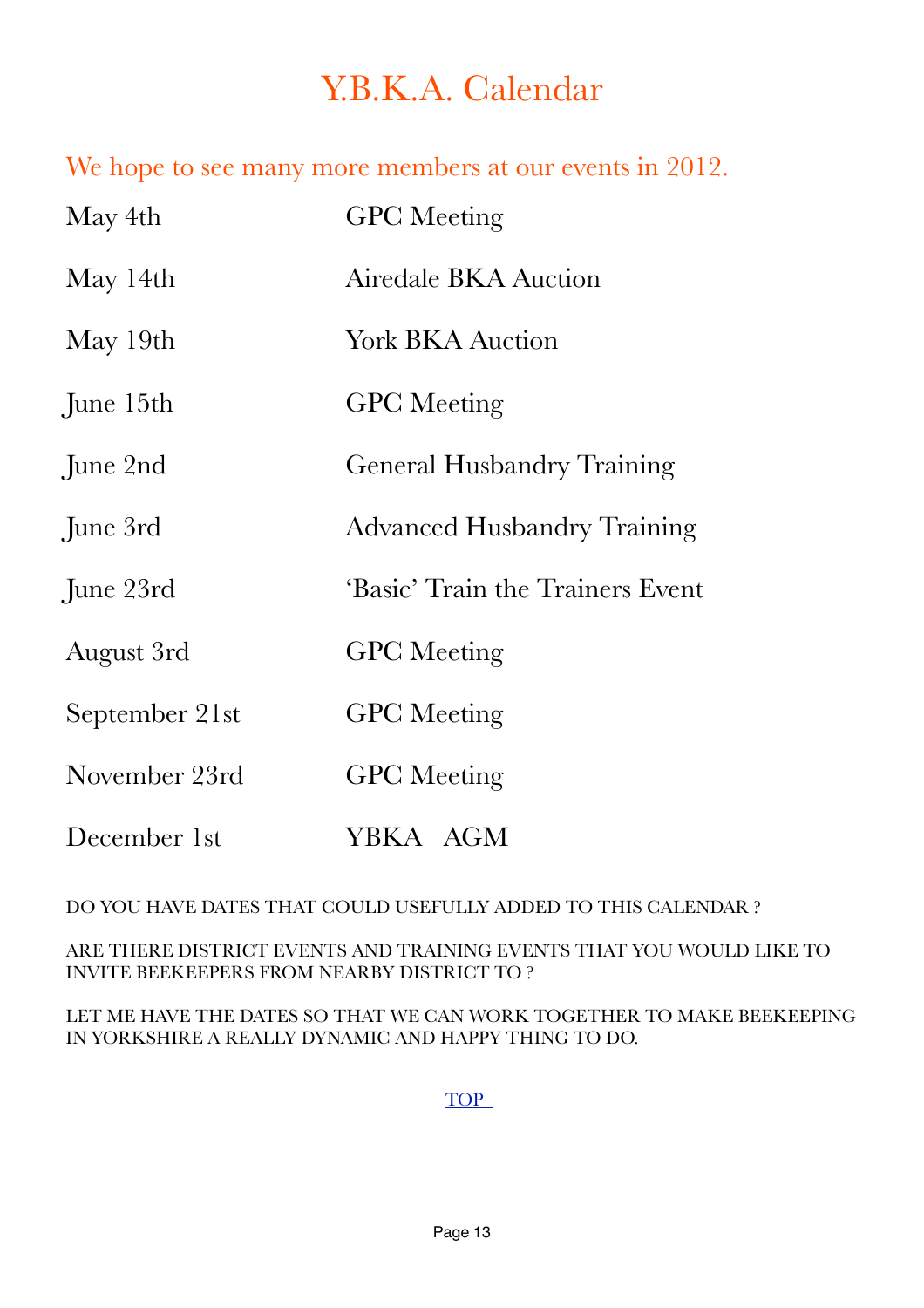# Y.B.K.A. Calendar

We hope to see many more members at our events in 2012.

| | |
|---|---|
| May 4th | GPC Meeting |
| May 14th | Airedale BKA Auction |
| May 19th | York BKA Auction |
| June 15th | GPC Meeting |
| June 2nd | General Husbandry Training |
| June 3rd | Advanced Husbandry Training |
| June 23rd | 'Basic' Train the Trainers Event |
| August 3rd | GPC Meeting |
| September 21st | GPC Meeting |
| November 23rd | GPC Meeting |
| December 1st | YBKA AGM |

DO YOU HAVE DATES THAT COULD USEFULLY ADDED TO THIS CALENDAR ?

ARE THERE DISTRICT EVENTS AND TRAINING EVENTS THAT YOU WOULD LIKE TO INVITE BEEKEEPERS FROM NEARBY DISTRICT TO ?

LET ME HAVE THE DATES SO THAT WE CAN WORK TOGETHER TO MAKE BEEKEEPING IN YORKSHIRE A REALLY DYNAMIC AND HAPPY THING TO DO.

TOP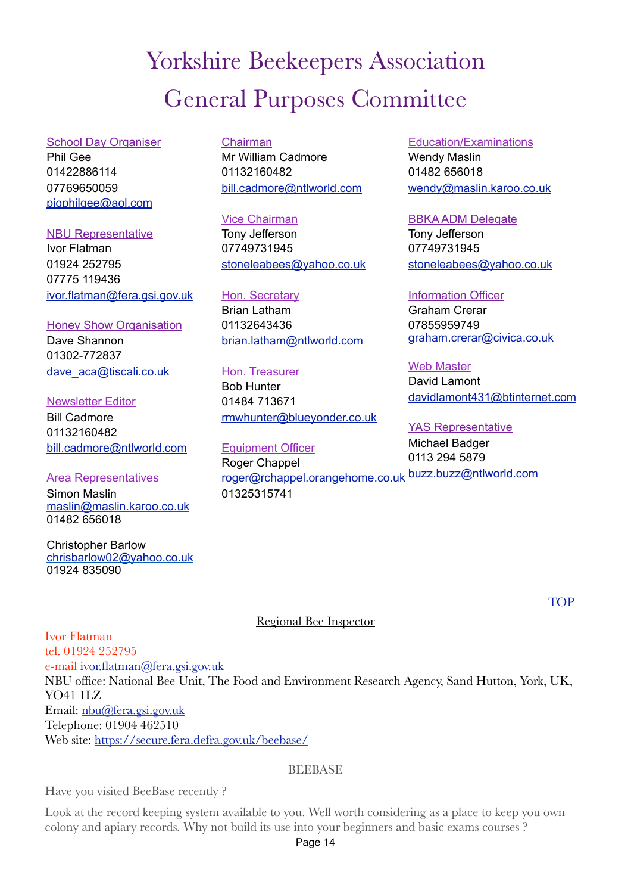# Yorkshire Beekeepers Association

# General Purposes Committee

School Day Organiser
Phil Gee
01422886114
07769650059
pjgphilgee@aol.com

NBU Representative
Ivor Flatman
01924 252795
07775 119436
ivor.flatman@fera.gsi.gov.uk

Honey Show Organisation
Dave Shannon
01302-772837
dave_aca@tiscali.co.uk

Newsletter Editor
Bill Cadmore
01132160482
bill.cadmore@ntlworld.com

Area Representatives
Simon Maslin
maslin@maslin.karoo.co.uk
01482 656018

Christopher Barlow
chrisbarlow02@yahoo.co.uk
01924 835090

Chairman
Mr William Cadmore
01132160482
bill.cadmore@ntlworld.com

Vice Chairman
Tony Jefferson
07749731945
stoneleabees@yahoo.co.uk

Hon. Secretary
Brian Latham
01132643436
brian.latham@ntlworld.com

Hon. Treasurer
Bob Hunter
01484 713671
rmwhunter@blueyonder.co.uk

Equipment Officer
Roger Chappel
roger@rchappel.orangehome.co.uk
01325315741

Education/Examinations
Wendy Maslin
01482 656018
wendy@maslin.karoo.co.uk

BBKA ADM Delegate
Tony Jefferson
07749731945
stoneleabees@yahoo.co.uk

Information Officer
Graham Crerar
07855959749
graham.crerar@civica.co.uk

Web Master
David Lamont
davidlamont431@btinternet.com

YAS Representative
Michael Badger
0113 294 5879
buzz.buzz@ntlworld.com

TOP

Regional Bee Inspector

Ivor Flatman
tel. 01924 252795
e-mail ivor.flatman@fera.gsi.gov.uk
NBU office: National Bee Unit, The Food and Environment Research Agency, Sand Hutton, York, UK, YO41 1LZ
Email: nbu@fera.gsi.gov.uk
Telephone: 01904 462510
Web site: https://secure.fera.defra.gov.uk/beebase/

BEEBASE

Have you visited BeeBase recently ?

Look at the record keeping system available to you. Well worth considering as a place to keep you own colony and apiary records. Why not build its use into your beginners and basic exams courses ?